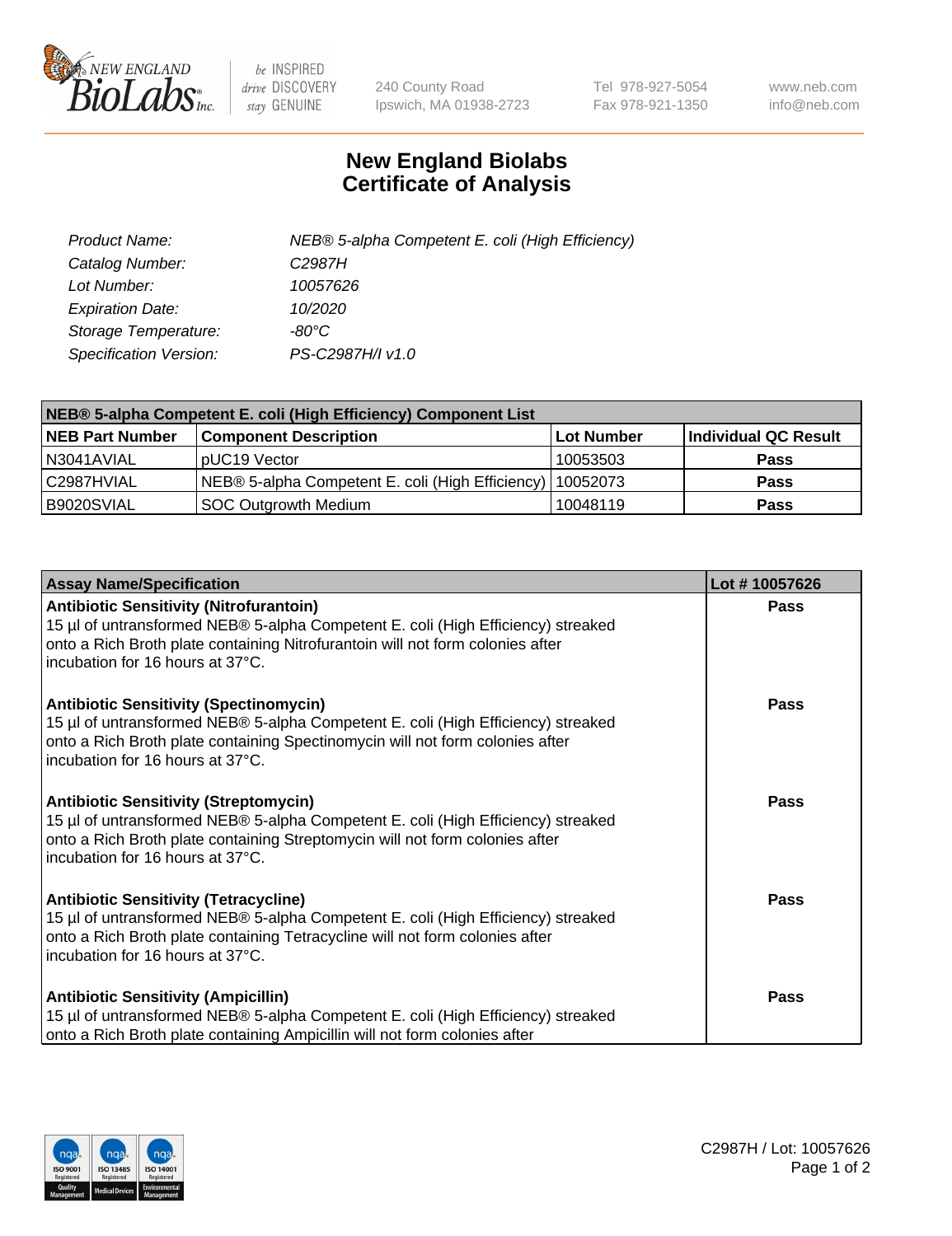# New England Biolabs Certificate of Analysis

| | |
|---|---|
| *Product Name:* | *NEB® 5-alpha Competent E. coli (High Efficiency)* |
| *Catalog Number:* | *C2987H* |
| *Lot Number:* | *10057626* |
| *Expiration Date:* | *10/2020* |
| *Storage Temperature:* | *-80°C* |
| *Specification Version:* | *PS-C2987H/I v1.0* |

| NEB® 5-alpha Competent E. coli (High Efficiency) Component List | | | |
|---|---|---|---|
| **NEB Part Number** | **Component Description** | **Lot Number** | **Individual QC Result** |
| N3041AVIAL | pUC19 Vector | 10053503 | **Pass** |
| C2987HVIAL | NEB® 5-alpha Competent E. coli (High Efficiency) | 10052073 | **Pass** |
| B9020SVIAL | SOC Outgrowth Medium | 10048119 | **Pass** |

| Assay Name/Specification | Lot # 10057626 |
|---|---|
| **Antibiotic Sensitivity (Nitrofurantoin)** 15 µl of untransformed NEB® 5-alpha Competent E. coli (High Efficiency) streaked onto a Rich Broth plate containing Nitrofurantoin will not form colonies after incubation for 16 hours at 37°C. | **Pass** |
| **Antibiotic Sensitivity (Spectinomycin)** 15 µl of untransformed NEB® 5-alpha Competent E. coli (High Efficiency) streaked onto a Rich Broth plate containing Spectinomycin will not form colonies after incubation for 16 hours at 37°C. | **Pass** |
| **Antibiotic Sensitivity (Streptomycin)** 15 µl of untransformed NEB® 5-alpha Competent E. coli (High Efficiency) streaked onto a Rich Broth plate containing Streptomycin will not form colonies after incubation for 16 hours at 37°C. | **Pass** |
| **Antibiotic Sensitivity (Tetracycline)** 15 µl of untransformed NEB® 5-alpha Competent E. coli (High Efficiency) streaked onto a Rich Broth plate containing Tetracycline will not form colonies after incubation for 16 hours at 37°C. | **Pass** |
| **Antibiotic Sensitivity (Ampicillin)** 15 µl of untransformed NEB® 5-alpha Competent E. coli (High Efficiency) streaked onto a Rich Broth plate containing Ampicillin will not form colonies after | **Pass** |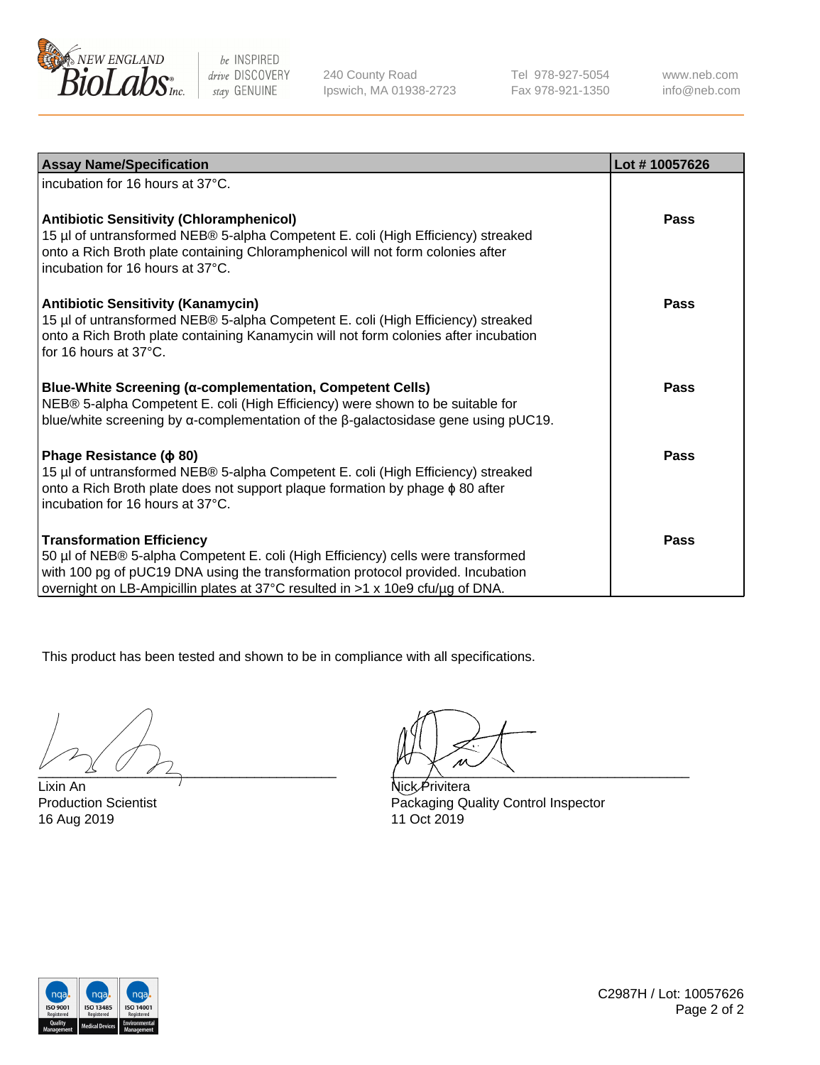| Assay Name/Specification | Lot # 10057626 |
|---|---|
| incubation for 16 hours at 37°C. | |
| **Antibiotic Sensitivity (Chloramphenicol)**<br>15 µl of untransformed NEB® 5-alpha Competent E. coli (High Efficiency) streaked onto a Rich Broth plate containing Chloramphenicol will not form colonies after incubation for 16 hours at 37°C. | **Pass** |
| **Antibiotic Sensitivity (Kanamycin)**<br>15 µl of untransformed NEB® 5-alpha Competent E. coli (High Efficiency) streaked onto a Rich Broth plate containing Kanamycin will not form colonies after incubation for 16 hours at 37°C. | **Pass** |
| **Blue-White Screening (α-complementation, Competent Cells)**<br>NEB® 5-alpha Competent E. coli (High Efficiency) were shown to be suitable for blue/white screening by α-complementation of the β-galactosidase gene using pUC19. | **Pass** |
| **Phage Resistance (ϕ 80)**<br>15 µl of untransformed NEB® 5-alpha Competent E. coli (High Efficiency) streaked onto a Rich Broth plate does not support plaque formation by phage ϕ 80 after incubation for 16 hours at 37°C. | **Pass** |
| **Transformation Efficiency**<br>50 µl of NEB® 5-alpha Competent E. coli (High Efficiency) cells were transformed with 100 pg of pUC19 DNA using the transformation protocol provided. Incubation overnight on LB-Ampicillin plates at 37°C resulted in >1 x 10e9 cfu/µg of DNA. | **Pass** |

This product has been tested and shown to be in compliance with all specifications.

Lixin An
Production Scientist
16 Aug 2019

Nick Privitera
Packaging Quality Control Inspector
11 Oct 2019

C2987H / Lot: 10057626